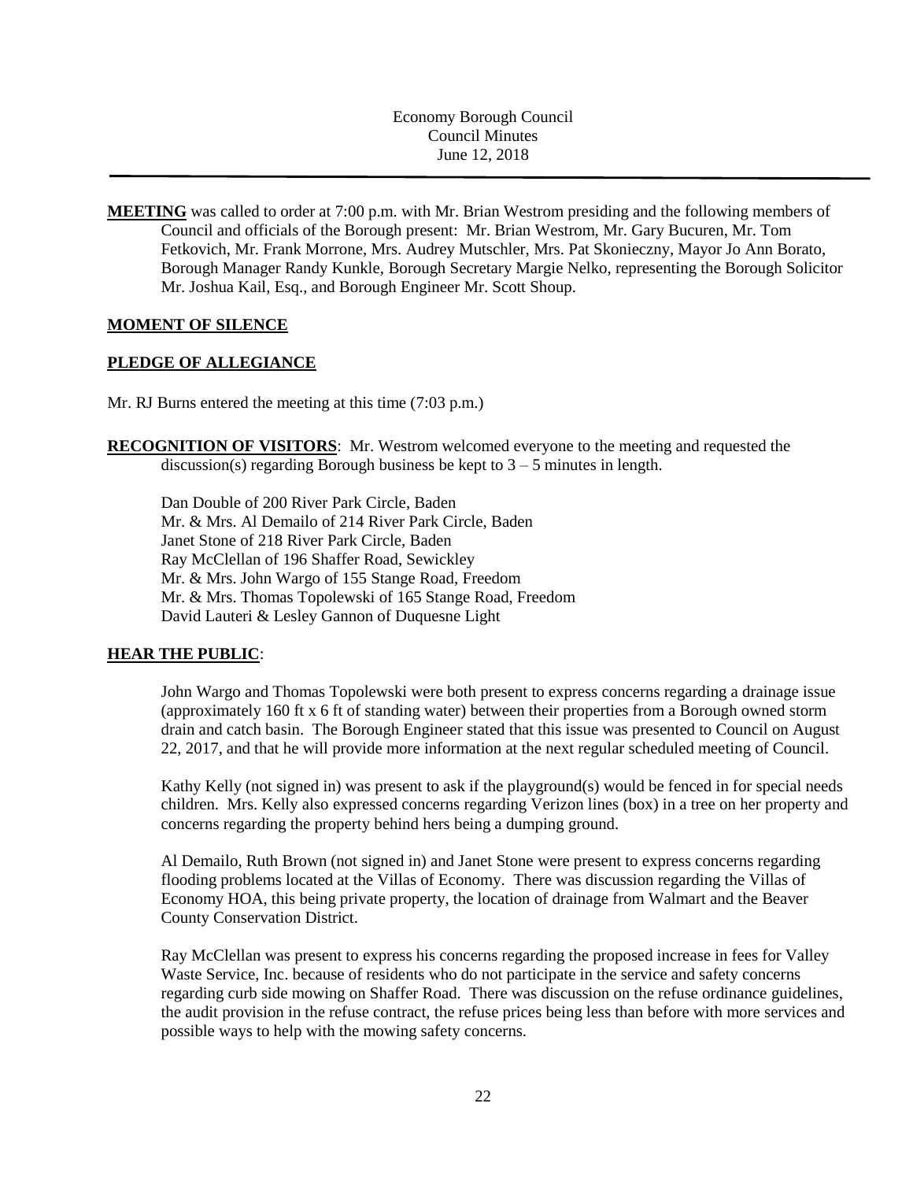Economy Borough Council
Council Minutes
June 12, 2018

---

**MEETING** was called to order at 7:00 p.m. with Mr. Brian Westrom presiding and the following members of Council and officials of the Borough present: Mr. Brian Westrom, Mr. Gary Bucuren, Mr. Tom Fetkovich, Mr. Frank Morrone, Mrs. Audrey Mutschler, Mrs. Pat Skonieczny, Mayor Jo Ann Borato, Borough Manager Randy Kunkle, Borough Secretary Margie Nelko, representing the Borough Solicitor Mr. Joshua Kail, Esq., and Borough Engineer Mr. Scott Shoup.

**MOMENT OF SILENCE**

**PLEDGE OF ALLEGIANCE**

Mr. RJ Burns entered the meeting at this time (7:03 p.m.)

**RECOGNITION OF VISITORS**: Mr. Westrom welcomed everyone to the meeting and requested the discussion(s) regarding Borough business be kept to 3 – 5 minutes in length.

Dan Double of 200 River Park Circle, Baden
Mr. & Mrs. Al Demailo of 214 River Park Circle, Baden
Janet Stone of 218 River Park Circle, Baden
Ray McClellan of 196 Shaffer Road, Sewickley
Mr. & Mrs. John Wargo of 155 Stange Road, Freedom
Mr. & Mrs. Thomas Topolewski of 165 Stange Road, Freedom
David Lauteri & Lesley Gannon of Duquesne Light

**HEAR THE PUBLIC**:

John Wargo and Thomas Topolewski were both present to express concerns regarding a drainage issue (approximately 160 ft x 6 ft of standing water) between their properties from a Borough owned storm drain and catch basin. The Borough Engineer stated that this issue was presented to Council on August 22, 2017, and that he will provide more information at the next regular scheduled meeting of Council.

Kathy Kelly (not signed in) was present to ask if the playground(s) would be fenced in for special needs children. Mrs. Kelly also expressed concerns regarding Verizon lines (box) in a tree on her property and concerns regarding the property behind hers being a dumping ground.

Al Demailo, Ruth Brown (not signed in) and Janet Stone were present to express concerns regarding flooding problems located at the Villas of Economy. There was discussion regarding the Villas of Economy HOA, this being private property, the location of drainage from Walmart and the Beaver County Conservation District.

Ray McClellan was present to express his concerns regarding the proposed increase in fees for Valley Waste Service, Inc. because of residents who do not participate in the service and safety concerns regarding curb side mowing on Shaffer Road. There was discussion on the refuse ordinance guidelines, the audit provision in the refuse contract, the refuse prices being less than before with more services and possible ways to help with the mowing safety concerns.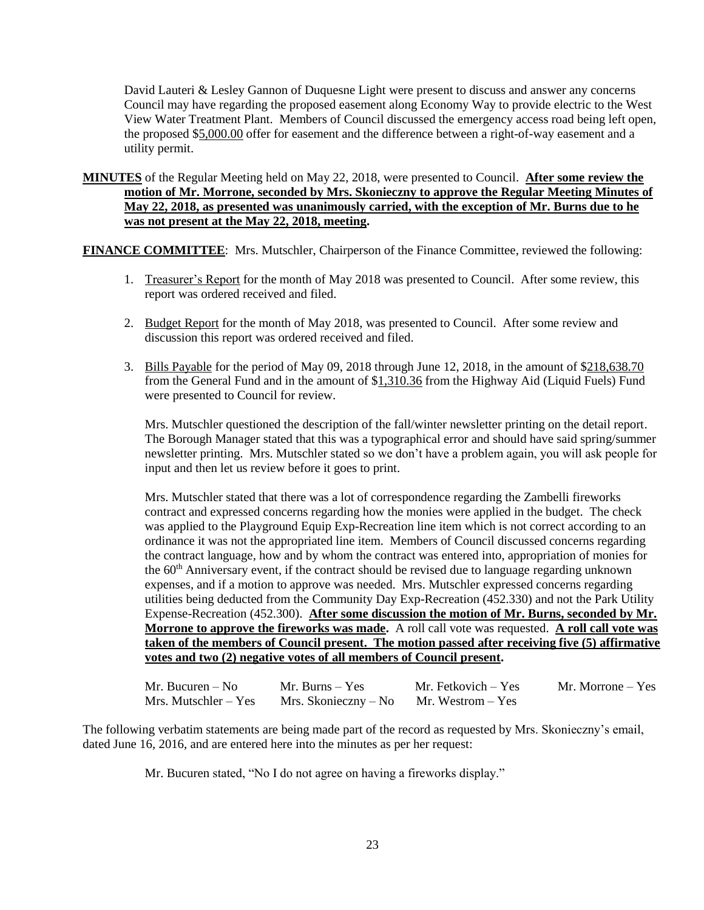David Lauteri & Lesley Gannon of Duquesne Light were present to discuss and answer any concerns Council may have regarding the proposed easement along Economy Way to provide electric to the West View Water Treatment Plant. Members of Council discussed the emergency access road being left open, the proposed $5,000.00 offer for easement and the difference between a right-of-way easement and a utility permit.

**MINUTES** of the Regular Meeting held on May 22, 2018, were presented to Council. **After some review the motion of Mr. Morrone, seconded by Mrs. Skonieczny to approve the Regular Meeting Minutes of May 22, 2018, as presented was unanimously carried, with the exception of Mr. Burns due to he was not present at the May 22, 2018, meeting.**

**FINANCE COMMITTEE**: Mrs. Mutschler, Chairperson of the Finance Committee, reviewed the following:

1. Treasurer's Report for the month of May 2018 was presented to Council. After some review, this report was ordered received and filed.

2. Budget Report for the month of May 2018, was presented to Council. After some review and discussion this report was ordered received and filed.

3. Bills Payable for the period of May 09, 2018 through June 12, 2018, in the amount of $218,638.70 from the General Fund and in the amount of $1,310.36 from the Highway Aid (Liquid Fuels) Fund were presented to Council for review.

   Mrs. Mutschler questioned the description of the fall/winter newsletter printing on the detail report. The Borough Manager stated that this was a typographical error and should have said spring/summer newsletter printing. Mrs. Mutschler stated so we don't have a problem again, you will ask people for input and then let us review before it goes to print.

   Mrs. Mutschler stated that there was a lot of correspondence regarding the Zambelli fireworks contract and expressed concerns regarding how the monies were applied in the budget. The check was applied to the Playground Equip Exp-Recreation line item which is not correct according to an ordinance it was not the appropriated line item. Members of Council discussed concerns regarding the contract language, how and by whom the contract was entered into, appropriation of monies for the 60th Anniversary event, if the contract should be revised due to language regarding unknown expenses, and if a motion to approve was needed. Mrs. Mutschler expressed concerns regarding utilities being deducted from the Community Day Exp-Recreation (452.330) and not the Park Utility Expense-Recreation (452.300). **After some discussion the motion of Mr. Burns, seconded by Mr. Morrone to approve the fireworks was made.** A roll call vote was requested. **A roll call vote was taken of the members of Council present. The motion passed after receiving five (5) affirmative votes and two (2) negative votes of all members of Council present.**

   | | | | |
   |---|---|---|---|
   | Mr. Bucuren – No | Mr. Burns – Yes | Mr. Fetkovich – Yes | Mr. Morrone – Yes |
   | Mrs. Mutschler – Yes | Mrs. Skonieczny – No | Mr. Westrom – Yes | |

The following verbatim statements are being made part of the record as requested by Mrs. Skonieczny's email, dated June 16, 2016, and are entered here into the minutes as per her request:

Mr. Bucuren stated, "No I do not agree on having a fireworks display."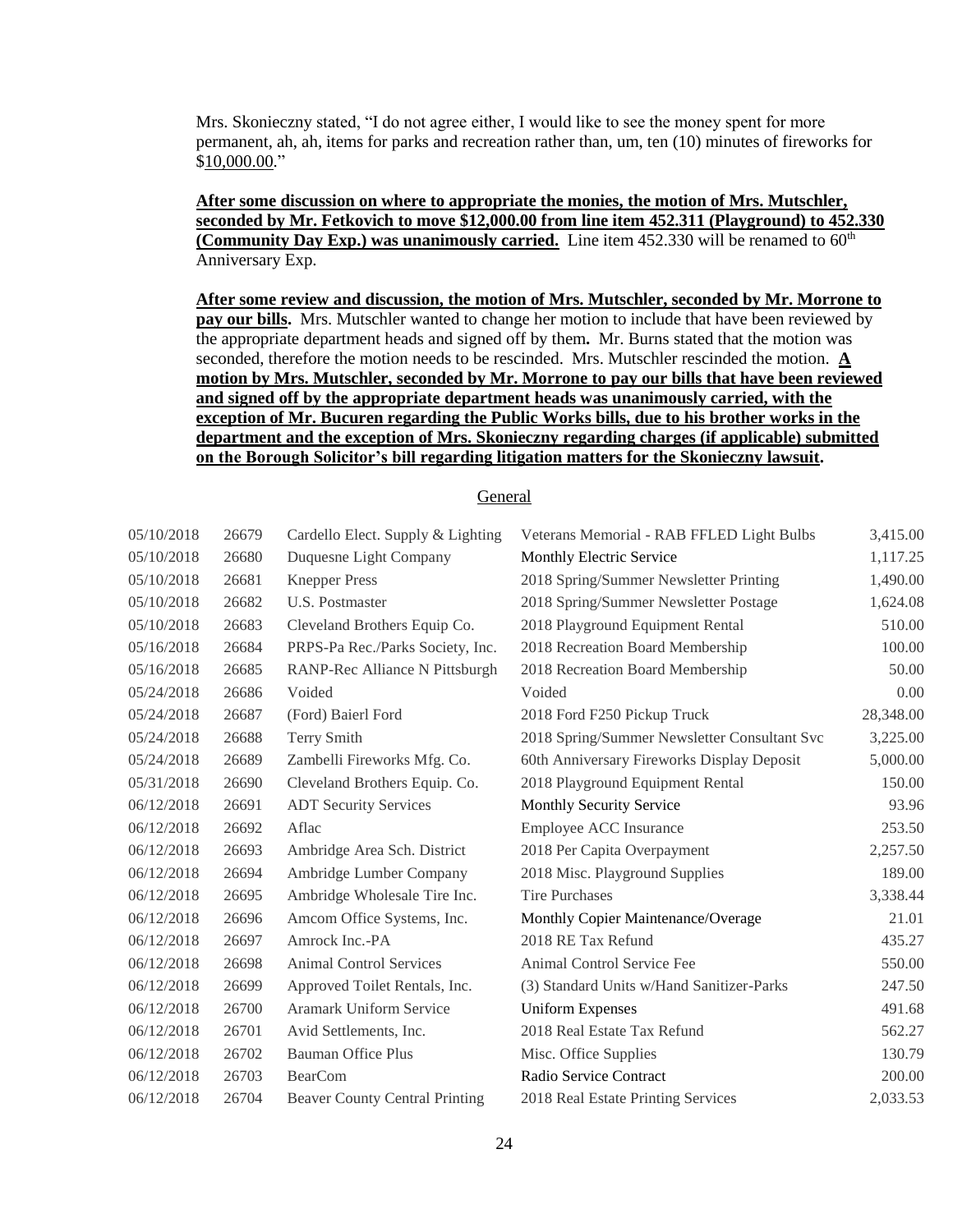Mrs. Skonieczny stated, "I do not agree either, I would like to see the money spent for more permanent, ah, ah, items for parks and recreation rather than, um, ten (10) minutes of fireworks for $10,000.00."

**After some discussion on where to appropriate the monies, the motion of Mrs. Mutschler, seconded by Mr. Fetkovich to move $12,000.00 from line item 452.311 (Playground) to 452.330 (Community Day Exp.) was unanimously carried.** Line item 452.330 will be renamed to 60th Anniversary Exp.

**After some review and discussion, the motion of Mrs. Mutschler, seconded by Mr. Morrone to pay our bills.** Mrs. Mutschler wanted to change her motion to include that have been reviewed by the appropriate department heads and signed off by them**.** Mr. Burns stated that the motion was seconded, therefore the motion needs to be rescinded. Mrs. Mutschler rescinded the motion. **A motion by Mrs. Mutschler, seconded by Mr. Morrone to pay our bills that have been reviewed and signed off by the appropriate department heads was unanimously carried, with the exception of Mr. Bucuren regarding the Public Works bills, due to his brother works in the department and the exception of Mrs. Skonieczny regarding charges (if applicable) submitted on the Borough Solicitor's bill regarding litigation matters for the Skonieczny lawsuit.**

General

| | | | | |
|---|---|---|---|---|
| 05/10/2018 | 26679 | Cardello Elect. Supply & Lighting | Veterans Memorial - RAB FFLED Light Bulbs | 3,415.00 |
| 05/10/2018 | 26680 | Duquesne Light Company | Monthly Electric Service | 1,117.25 |
| 05/10/2018 | 26681 | Knepper Press | 2018 Spring/Summer Newsletter Printing | 1,490.00 |
| 05/10/2018 | 26682 | U.S. Postmaster | 2018 Spring/Summer Newsletter Postage | 1,624.08 |
| 05/10/2018 | 26683 | Cleveland Brothers Equip Co. | 2018 Playground Equipment Rental | 510.00 |
| 05/16/2018 | 26684 | PRPS-Pa Rec./Parks Society, Inc. | 2018 Recreation Board Membership | 100.00 |
| 05/16/2018 | 26685 | RANP-Rec Alliance N Pittsburgh | 2018 Recreation Board Membership | 50.00 |
| 05/24/2018 | 26686 | Voided | Voided | 0.00 |
| 05/24/2018 | 26687 | (Ford) Baierl Ford | 2018 Ford F250 Pickup Truck | 28,348.00 |
| 05/24/2018 | 26688 | Terry Smith | 2018 Spring/Summer Newsletter Consultant Svc | 3,225.00 |
| 05/24/2018 | 26689 | Zambelli Fireworks Mfg. Co. | 60th Anniversary Fireworks Display Deposit | 5,000.00 |
| 05/31/2018 | 26690 | Cleveland Brothers Equip. Co. | 2018 Playground Equipment Rental | 150.00 |
| 06/12/2018 | 26691 | ADT Security Services | Monthly Security Service | 93.96 |
| 06/12/2018 | 26692 | Aflac | Employee ACC Insurance | 253.50 |
| 06/12/2018 | 26693 | Ambridge Area Sch. District | 2018 Per Capita Overpayment | 2,257.50 |
| 06/12/2018 | 26694 | Ambridge Lumber Company | 2018 Misc. Playground Supplies | 189.00 |
| 06/12/2018 | 26695 | Ambridge Wholesale Tire Inc. | Tire Purchases | 3,338.44 |
| 06/12/2018 | 26696 | Amcom Office Systems, Inc. | Monthly Copier Maintenance/Overage | 21.01 |
| 06/12/2018 | 26697 | Amrock Inc.-PA | 2018 RE Tax Refund | 435.27 |
| 06/12/2018 | 26698 | Animal Control Services | Animal Control Service Fee | 550.00 |
| 06/12/2018 | 26699 | Approved Toilet Rentals, Inc. | (3) Standard Units w/Hand Sanitizer-Parks | 247.50 |
| 06/12/2018 | 26700 | Aramark Uniform Service | Uniform Expenses | 491.68 |
| 06/12/2018 | 26701 | Avid Settlements, Inc. | 2018 Real Estate Tax Refund | 562.27 |
| 06/12/2018 | 26702 | Bauman Office Plus | Misc. Office Supplies | 130.79 |
| 06/12/2018 | 26703 | BearCom | Radio Service Contract | 200.00 |
| 06/12/2018 | 26704 | Beaver County Central Printing | 2018 Real Estate Printing Services | 2,033.53 |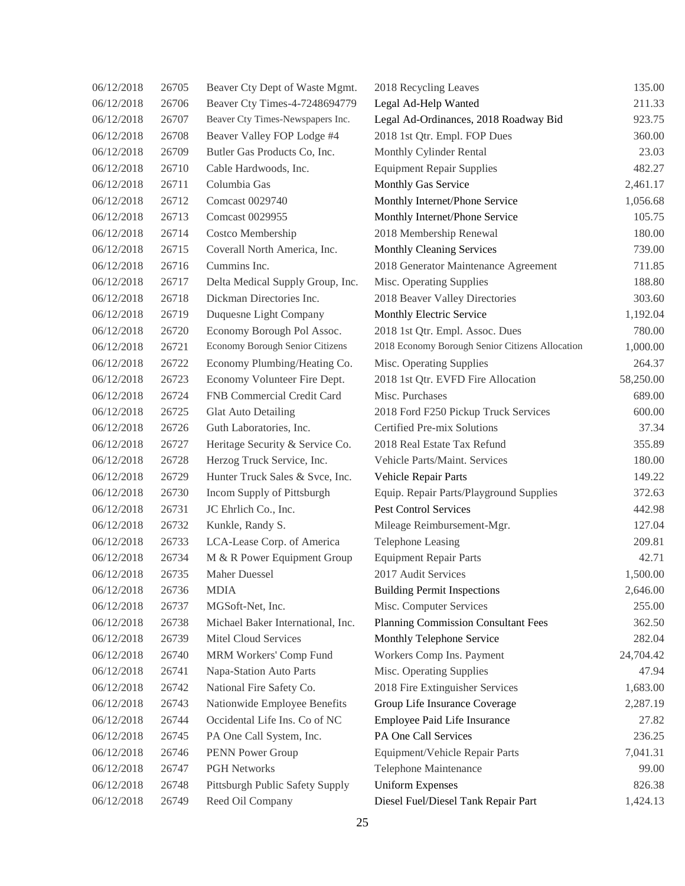| | | | | |
|---|---|---|---|---|
| 06/12/2018 | 26705 | Beaver Cty Dept of Waste Mgmt. | 2018 Recycling Leaves | 135.00 |
| 06/12/2018 | 26706 | Beaver Cty Times-4-7248694779 | Legal Ad-Help Wanted | 211.33 |
| 06/12/2018 | 26707 | Beaver Cty Times-Newspapers Inc. | Legal Ad-Ordinances, 2018 Roadway Bid | 923.75 |
| 06/12/2018 | 26708 | Beaver Valley FOP Lodge #4 | 2018 1st Qtr. Empl. FOP Dues | 360.00 |
| 06/12/2018 | 26709 | Butler Gas Products Co, Inc. | Monthly Cylinder Rental | 23.03 |
| 06/12/2018 | 26710 | Cable Hardwoods, Inc. | Equipment Repair Supplies | 482.27 |
| 06/12/2018 | 26711 | Columbia Gas | Monthly Gas Service | 2,461.17 |
| 06/12/2018 | 26712 | Comcast 0029740 | Monthly Internet/Phone Service | 1,056.68 |
| 06/12/2018 | 26713 | Comcast 0029955 | Monthly Internet/Phone Service | 105.75 |
| 06/12/2018 | 26714 | Costco Membership | 2018 Membership Renewal | 180.00 |
| 06/12/2018 | 26715 | Coverall North America, Inc. | Monthly Cleaning Services | 739.00 |
| 06/12/2018 | 26716 | Cummins Inc. | 2018 Generator Maintenance Agreement | 711.85 |
| 06/12/2018 | 26717 | Delta Medical Supply Group, Inc. | Misc. Operating Supplies | 188.80 |
| 06/12/2018 | 26718 | Dickman Directories Inc. | 2018 Beaver Valley Directories | 303.60 |
| 06/12/2018 | 26719 | Duquesne Light Company | Monthly Electric Service | 1,192.04 |
| 06/12/2018 | 26720 | Economy Borough Pol Assoc. | 2018 1st Qtr. Empl. Assoc. Dues | 780.00 |
| 06/12/2018 | 26721 | Economy Borough Senior Citizens | 2018 Economy Borough Senior Citizens Allocation | 1,000.00 |
| 06/12/2018 | 26722 | Economy Plumbing/Heating Co. | Misc. Operating Supplies | 264.37 |
| 06/12/2018 | 26723 | Economy Volunteer Fire Dept. | 2018 1st Qtr. EVFD Fire Allocation | 58,250.00 |
| 06/12/2018 | 26724 | FNB Commercial Credit Card | Misc. Purchases | 689.00 |
| 06/12/2018 | 26725 | Glat Auto Detailing | 2018 Ford F250 Pickup Truck Services | 600.00 |
| 06/12/2018 | 26726 | Guth Laboratories, Inc. | Certified Pre-mix Solutions | 37.34 |
| 06/12/2018 | 26727 | Heritage Security & Service Co. | 2018 Real Estate Tax Refund | 355.89 |
| 06/12/2018 | 26728 | Herzog Truck Service, Inc. | Vehicle Parts/Maint. Services | 180.00 |
| 06/12/2018 | 26729 | Hunter Truck Sales & Svce, Inc. | Vehicle Repair Parts | 149.22 |
| 06/12/2018 | 26730 | Incom Supply of Pittsburgh | Equip. Repair Parts/Playground Supplies | 372.63 |
| 06/12/2018 | 26731 | JC Ehrlich Co., Inc. | Pest Control Services | 442.98 |
| 06/12/2018 | 26732 | Kunkle, Randy S. | Mileage Reimbursement-Mgr. | 127.04 |
| 06/12/2018 | 26733 | LCA-Lease Corp. of America | Telephone Leasing | 209.81 |
| 06/12/2018 | 26734 | M & R Power Equipment Group | Equipment Repair Parts | 42.71 |
| 06/12/2018 | 26735 | Maher Duessel | 2017 Audit Services | 1,500.00 |
| 06/12/2018 | 26736 | MDIA | Building Permit Inspections | 2,646.00 |
| 06/12/2018 | 26737 | MGSoft-Net, Inc. | Misc. Computer Services | 255.00 |
| 06/12/2018 | 26738 | Michael Baker International, Inc. | Planning Commission Consultant Fees | 362.50 |
| 06/12/2018 | 26739 | Mitel Cloud Services | Monthly Telephone Service | 282.04 |
| 06/12/2018 | 26740 | MRM Workers' Comp Fund | Workers Comp Ins. Payment | 24,704.42 |
| 06/12/2018 | 26741 | Napa-Station Auto Parts | Misc. Operating Supplies | 47.94 |
| 06/12/2018 | 26742 | National Fire Safety Co. | 2018 Fire Extinguisher Services | 1,683.00 |
| 06/12/2018 | 26743 | Nationwide Employee Benefits | Group Life Insurance Coverage | 2,287.19 |
| 06/12/2018 | 26744 | Occidental Life Ins. Co of NC | Employee Paid Life Insurance | 27.82 |
| 06/12/2018 | 26745 | PA One Call System, Inc. | PA One Call Services | 236.25 |
| 06/12/2018 | 26746 | PENN Power Group | Equipment/Vehicle Repair Parts | 7,041.31 |
| 06/12/2018 | 26747 | PGH Networks | Telephone Maintenance | 99.00 |
| 06/12/2018 | 26748 | Pittsburgh Public Safety Supply | Uniform Expenses | 826.38 |
| 06/12/2018 | 26749 | Reed Oil Company | Diesel Fuel/Diesel Tank Repair Part | 1,424.13 |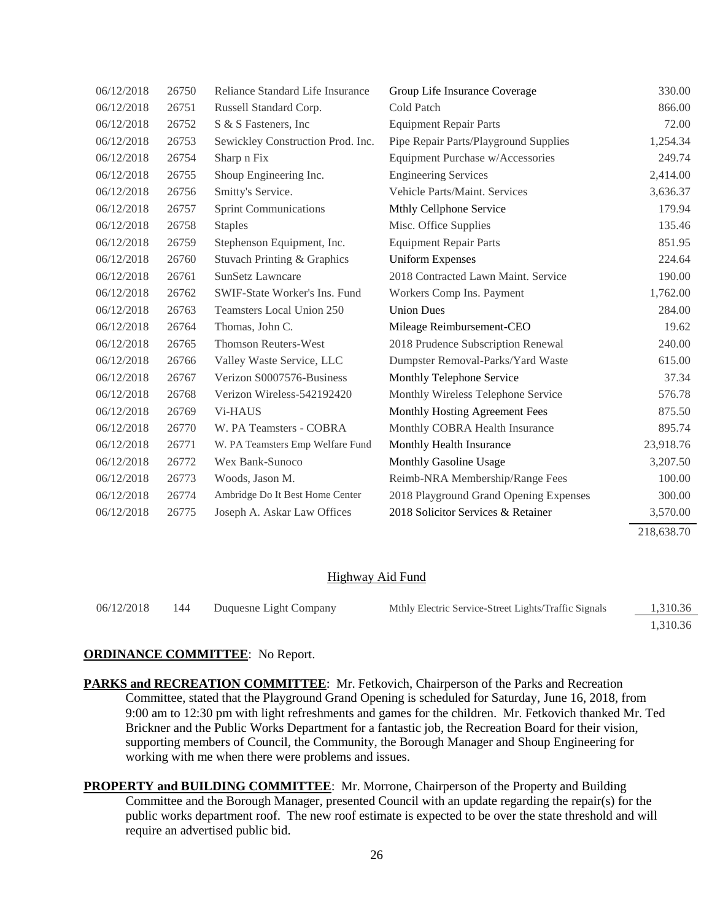| | | | | |
|---|---|---|---|---|
| 06/12/2018 | 26750 | Reliance Standard Life Insurance | Group Life Insurance Coverage | 330.00 |
| 06/12/2018 | 26751 | Russell Standard Corp. | Cold Patch | 866.00 |
| 06/12/2018 | 26752 | S & S Fasteners, Inc | Equipment Repair Parts | 72.00 |
| 06/12/2018 | 26753 | Sewickley Construction Prod. Inc. | Pipe Repair Parts/Playground Supplies | 1,254.34 |
| 06/12/2018 | 26754 | Sharp n Fix | Equipment Purchase w/Accessories | 249.74 |
| 06/12/2018 | 26755 | Shoup Engineering Inc. | Engineering Services | 2,414.00 |
| 06/12/2018 | 26756 | Smitty's Service. | Vehicle Parts/Maint. Services | 3,636.37 |
| 06/12/2018 | 26757 | Sprint Communications | Mthly Cellphone Service | 179.94 |
| 06/12/2018 | 26758 | Staples | Misc. Office Supplies | 135.46 |
| 06/12/2018 | 26759 | Stephenson Equipment, Inc. | Equipment Repair Parts | 851.95 |
| 06/12/2018 | 26760 | Stuvach Printing & Graphics | Uniform Expenses | 224.64 |
| 06/12/2018 | 26761 | SunSetz Lawncare | 2018 Contracted Lawn Maint. Service | 190.00 |
| 06/12/2018 | 26762 | SWIF-State Worker's Ins. Fund | Workers Comp Ins. Payment | 1,762.00 |
| 06/12/2018 | 26763 | Teamsters Local Union 250 | Union Dues | 284.00 |
| 06/12/2018 | 26764 | Thomas, John C. | Mileage Reimbursement-CEO | 19.62 |
| 06/12/2018 | 26765 | Thomson Reuters-West | 2018 Prudence Subscription Renewal | 240.00 |
| 06/12/2018 | 26766 | Valley Waste Service, LLC | Dumpster Removal-Parks/Yard Waste | 615.00 |
| 06/12/2018 | 26767 | Verizon S0007576-Business | Monthly Telephone Service | 37.34 |
| 06/12/2018 | 26768 | Verizon Wireless-542192420 | Monthly Wireless Telephone Service | 576.78 |
| 06/12/2018 | 26769 | Vi-HAUS | Monthly Hosting Agreement Fees | 875.50 |
| 06/12/2018 | 26770 | W. PA Teamsters - COBRA | Monthly COBRA Health Insurance | 895.74 |
| 06/12/2018 | 26771 | W. PA Teamsters Emp Welfare Fund | Monthly Health Insurance | 23,918.76 |
| 06/12/2018 | 26772 | Wex Bank-Sunoco | Monthly Gasoline Usage | 3,207.50 |
| 06/12/2018 | 26773 | Woods, Jason M. | Reimb-NRA Membership/Range Fees | 100.00 |
| 06/12/2018 | 26774 | Ambridge Do It Best Home Center | 2018 Playground Grand Opening Expenses | 300.00 |
| 06/12/2018 | 26775 | Joseph A. Askar Law Offices | 2018 Solicitor Services & Retainer | 3,570.00 |
| | | | | 218,638.70 |

Highway Aid Fund

| | | | | |
|---|---|---|---|---|
| 06/12/2018 | 144 | Duquesne Light Company | Mthly Electric Service-Street Lights/Traffic Signals | 1,310.36 |
| | | | | 1,310.36 |

**ORDINANCE COMMITTEE**: No Report.

**PARKS and RECREATION COMMITTEE**: Mr. Fetkovich, Chairperson of the Parks and Recreation Committee, stated that the Playground Grand Opening is scheduled for Saturday, June 16, 2018, from 9:00 am to 12:30 pm with light refreshments and games for the children. Mr. Fetkovich thanked Mr. Ted Brickner and the Public Works Department for a fantastic job, the Recreation Board for their vision, supporting members of Council, the Community, the Borough Manager and Shoup Engineering for working with me when there were problems and issues.

**PROPERTY and BUILDING COMMITTEE**: Mr. Morrone, Chairperson of the Property and Building Committee and the Borough Manager, presented Council with an update regarding the repair(s) for the public works department roof. The new roof estimate is expected to be over the state threshold and will require an advertised public bid.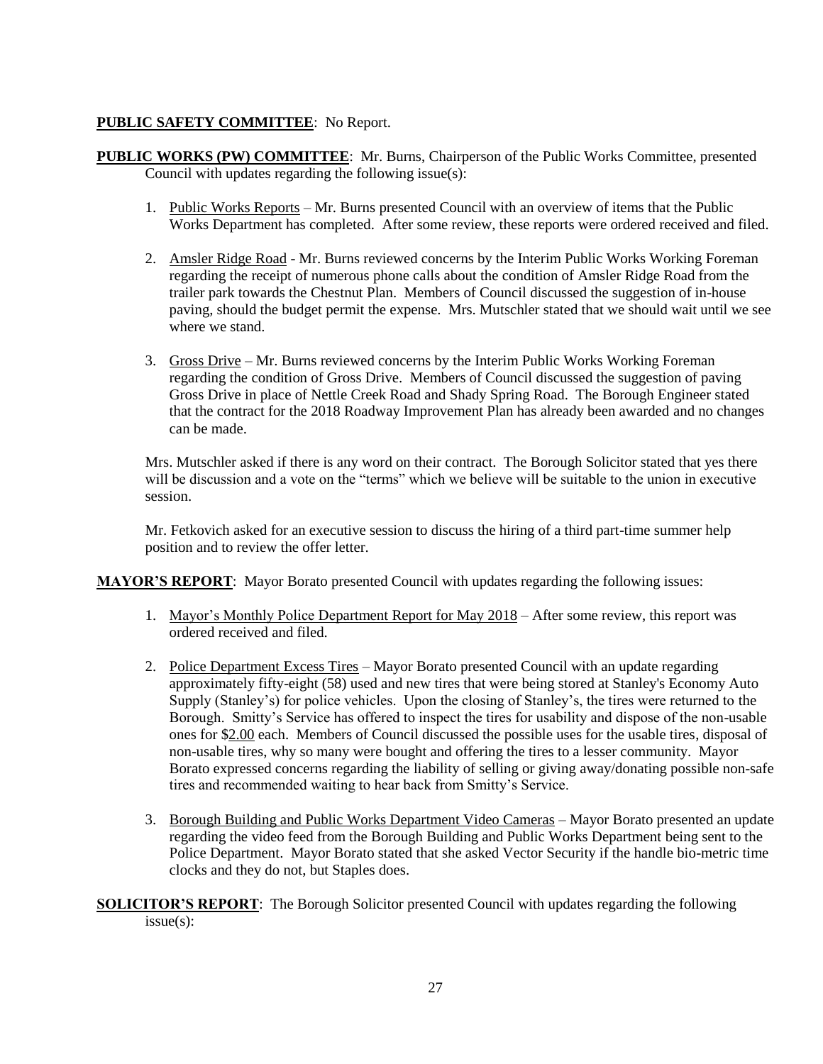**PUBLIC SAFETY COMMITTEE**: No Report.

**PUBLIC WORKS (PW) COMMITTEE**: Mr. Burns, Chairperson of the Public Works Committee, presented Council with updates regarding the following issue(s):

1. Public Works Reports – Mr. Burns presented Council with an overview of items that the Public Works Department has completed. After some review, these reports were ordered received and filed.

2. Amsler Ridge Road - Mr. Burns reviewed concerns by the Interim Public Works Working Foreman regarding the receipt of numerous phone calls about the condition of Amsler Ridge Road from the trailer park towards the Chestnut Plan. Members of Council discussed the suggestion of in-house paving, should the budget permit the expense. Mrs. Mutschler stated that we should wait until we see where we stand.

3. Gross Drive – Mr. Burns reviewed concerns by the Interim Public Works Working Foreman regarding the condition of Gross Drive. Members of Council discussed the suggestion of paving Gross Drive in place of Nettle Creek Road and Shady Spring Road. The Borough Engineer stated that the contract for the 2018 Roadway Improvement Plan has already been awarded and no changes can be made.

Mrs. Mutschler asked if there is any word on their contract. The Borough Solicitor stated that yes there will be discussion and a vote on the "terms" which we believe will be suitable to the union in executive session.

Mr. Fetkovich asked for an executive session to discuss the hiring of a third part-time summer help position and to review the offer letter.

**MAYOR'S REPORT**: Mayor Borato presented Council with updates regarding the following issues:

1. Mayor's Monthly Police Department Report for May 2018 – After some review, this report was ordered received and filed.

2. Police Department Excess Tires – Mayor Borato presented Council with an update regarding approximately fifty-eight (58) used and new tires that were being stored at Stanley's Economy Auto Supply (Stanley's) for police vehicles. Upon the closing of Stanley's, the tires were returned to the Borough. Smitty's Service has offered to inspect the tires for usability and dispose of the non-usable ones for $2.00 each. Members of Council discussed the possible uses for the usable tires, disposal of non-usable tires, why so many were bought and offering the tires to a lesser community. Mayor Borato expressed concerns regarding the liability of selling or giving away/donating possible non-safe tires and recommended waiting to hear back from Smitty's Service.

3. Borough Building and Public Works Department Video Cameras – Mayor Borato presented an update regarding the video feed from the Borough Building and Public Works Department being sent to the Police Department. Mayor Borato stated that she asked Vector Security if the handle bio-metric time clocks and they do not, but Staples does.

**SOLICITOR'S REPORT**: The Borough Solicitor presented Council with updates regarding the following issue(s):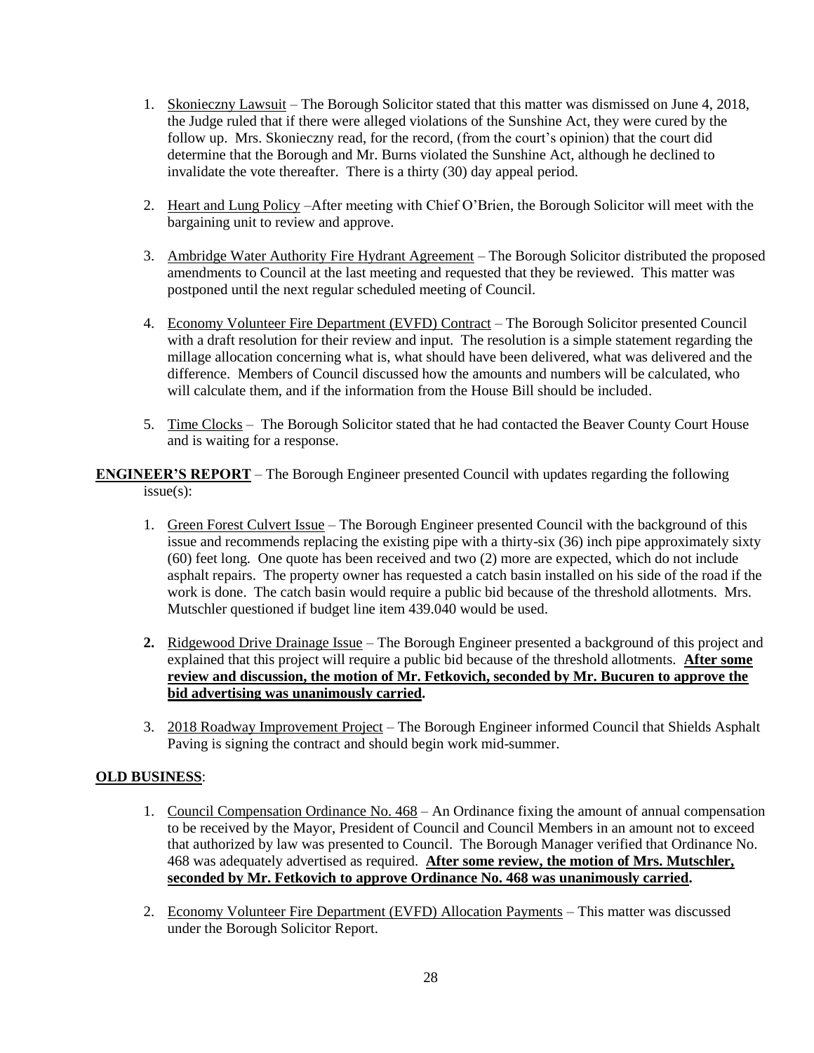1. <u>Skonieczny Lawsuit</u> – The Borough Solicitor stated that this matter was dismissed on June 4, 2018, the Judge ruled that if there were alleged violations of the Sunshine Act, they were cured by the follow up. Mrs. Skonieczny read, for the record, (from the court's opinion) that the court did determine that the Borough and Mr. Burns violated the Sunshine Act, although he declined to invalidate the vote thereafter. There is a thirty (30) day appeal period.

2. <u>Heart and Lung Policy</u> –After meeting with Chief O'Brien, the Borough Solicitor will meet with the bargaining unit to review and approve.

3. <u>Ambridge Water Authority Fire Hydrant Agreement</u> – The Borough Solicitor distributed the proposed amendments to Council at the last meeting and requested that they be reviewed. This matter was postponed until the next regular scheduled meeting of Council.

4. <u>Economy Volunteer Fire Department (EVFD) Contract</u> – The Borough Solicitor presented Council with a draft resolution for their review and input. The resolution is a simple statement regarding the millage allocation concerning what is, what should have been delivered, what was delivered and the difference. Members of Council discussed how the amounts and numbers will be calculated, who will calculate them, and if the information from the House Bill should be included.

5. <u>Time Clocks</u> – The Borough Solicitor stated that he had contacted the Beaver County Court House and is waiting for a response.

**<u>ENGINEER'S REPORT</u>** – The Borough Engineer presented Council with updates regarding the following issue(s):

1. <u>Green Forest Culvert Issue</u> – The Borough Engineer presented Council with the background of this issue and recommends replacing the existing pipe with a thirty-six (36) inch pipe approximately sixty (60) feet long. One quote has been received and two (2) more are expected, which do not include asphalt repairs. The property owner has requested a catch basin installed on his side of the road if the work is done. The catch basin would require a public bid because of the threshold allotments. Mrs. Mutschler questioned if budget line item 439.040 would be used.

2. <u>Ridgewood Drive Drainage Issue</u> – The Borough Engineer presented a background of this project and explained that this project will require a public bid because of the threshold allotments. **<u>After some review and discussion, the motion of Mr. Fetkovich, seconded by Mr. Bucuren to approve the bid advertising was unanimously carried</u>.**

3. <u>2018 Roadway Improvement Project</u> – The Borough Engineer informed Council that Shields Asphalt Paving is signing the contract and should begin work mid-summer.

**<u>OLD BUSINESS</u>**:

1. <u>Council Compensation Ordinance No. 468</u> – An Ordinance fixing the amount of annual compensation to be received by the Mayor, President of Council and Council Members in an amount not to exceed that authorized by law was presented to Council. The Borough Manager verified that Ordinance No. 468 was adequately advertised as required. **<u>After some review, the motion of Mrs. Mutschler, seconded by Mr. Fetkovich to approve Ordinance No. 468 was unanimously carried</u>.**

2. <u>Economy Volunteer Fire Department (EVFD) Allocation Payments</u> – This matter was discussed under the Borough Solicitor Report.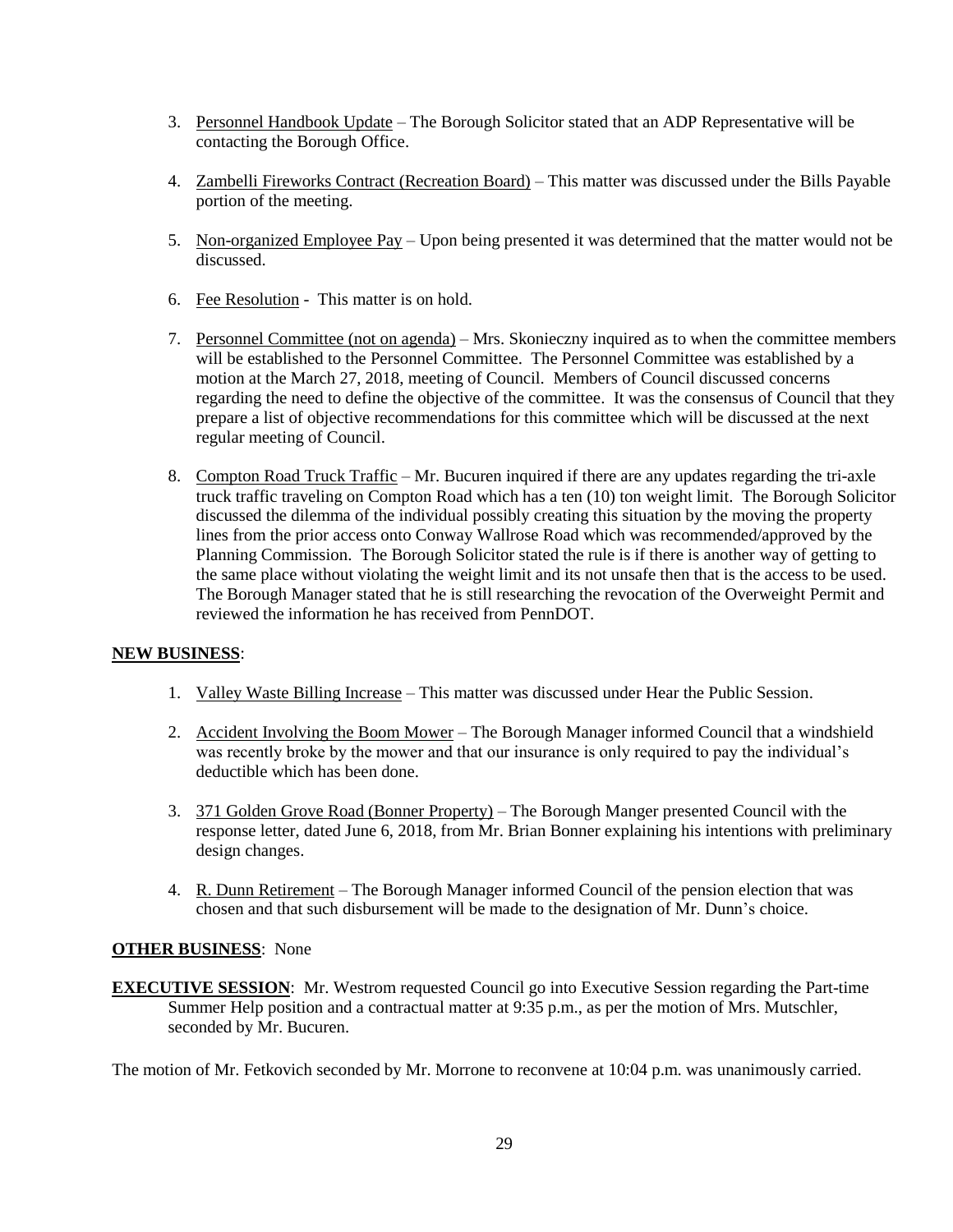3. <u>Personnel Handbook Update</u> – The Borough Solicitor stated that an ADP Representative will be contacting the Borough Office.

4. <u>Zambelli Fireworks Contract (Recreation Board)</u> – This matter was discussed under the Bills Payable portion of the meeting.

5. <u>Non-organized Employee Pay</u> – Upon being presented it was determined that the matter would not be discussed.

6. <u>Fee Resolution</u> - This matter is on hold.

7. <u>Personnel Committee (not on agenda)</u> – Mrs. Skonieczny inquired as to when the committee members will be established to the Personnel Committee. The Personnel Committee was established by a motion at the March 27, 2018, meeting of Council. Members of Council discussed concerns regarding the need to define the objective of the committee. It was the consensus of Council that they prepare a list of objective recommendations for this committee which will be discussed at the next regular meeting of Council.

8. <u>Compton Road Truck Traffic</u> – Mr. Bucuren inquired if there are any updates regarding the tri-axle truck traffic traveling on Compton Road which has a ten (10) ton weight limit. The Borough Solicitor discussed the dilemma of the individual possibly creating this situation by the moving the property lines from the prior access onto Conway Wallrose Road which was recommended/approved by the Planning Commission. The Borough Solicitor stated the rule is if there is another way of getting to the same place without violating the weight limit and its not unsafe then that is the access to be used. The Borough Manager stated that he is still researching the revocation of the Overweight Permit and reviewed the information he has received from PennDOT.

**<u>NEW BUSINESS</u>**:

1. <u>Valley Waste Billing Increase</u> – This matter was discussed under Hear the Public Session.

2. <u>Accident Involving the Boom Mower</u> – The Borough Manager informed Council that a windshield was recently broke by the mower and that our insurance is only required to pay the individual's deductible which has been done.

3. <u>371 Golden Grove Road (Bonner Property)</u> – The Borough Manger presented Council with the response letter, dated June 6, 2018, from Mr. Brian Bonner explaining his intentions with preliminary design changes.

4. <u>R. Dunn Retirement</u> – The Borough Manager informed Council of the pension election that was chosen and that such disbursement will be made to the designation of Mr. Dunn's choice.

**<u>OTHER BUSINESS</u>**: None

**<u>EXECUTIVE SESSION</u>**: Mr. Westrom requested Council go into Executive Session regarding the Part-time Summer Help position and a contractual matter at 9:35 p.m., as per the motion of Mrs. Mutschler, seconded by Mr. Bucuren.

The motion of Mr. Fetkovich seconded by Mr. Morrone to reconvene at 10:04 p.m. was unanimously carried.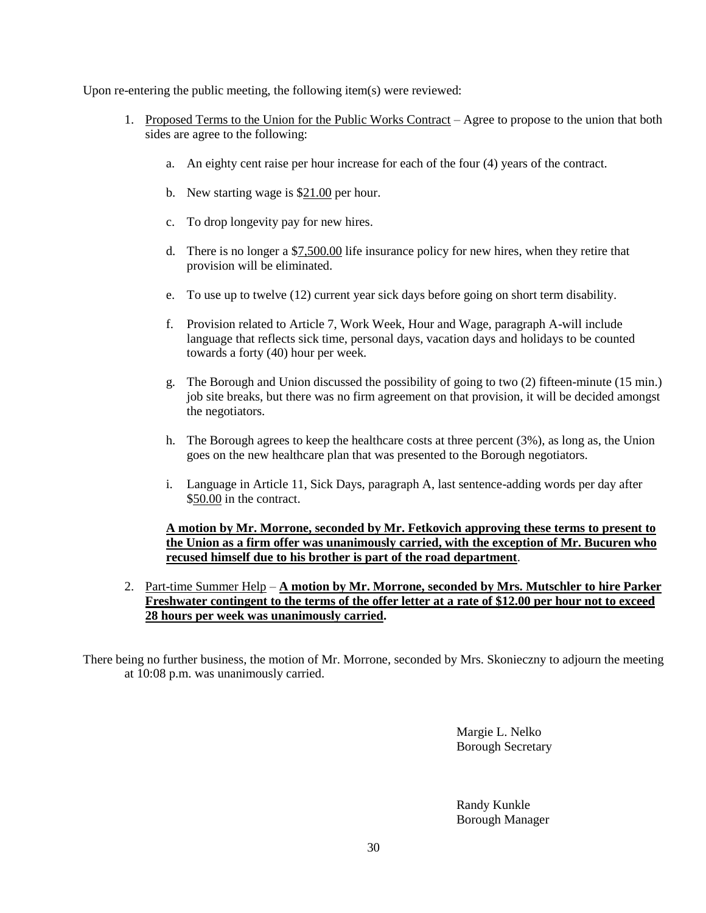Upon re-entering the public meeting, the following item(s) were reviewed:

1. Proposed Terms to the Union for the Public Works Contract – Agree to propose to the union that both sides are agree to the following:

   a. An eighty cent raise per hour increase for each of the four (4) years of the contract.

   b. New starting wage is $21.00 per hour.

   c. To drop longevity pay for new hires.

   d. There is no longer a $7,500.00 life insurance policy for new hires, when they retire that provision will be eliminated.

   e. To use up to twelve (12) current year sick days before going on short term disability.

   f. Provision related to Article 7, Work Week, Hour and Wage, paragraph A-will include language that reflects sick time, personal days, vacation days and holidays to be counted towards a forty (40) hour per week.

   g. The Borough and Union discussed the possibility of going to two (2) fifteen-minute (15 min.) job site breaks, but there was no firm agreement on that provision, it will be decided amongst the negotiators.

   h. The Borough agrees to keep the healthcare costs at three percent (3%), as long as, the Union goes on the new healthcare plan that was presented to the Borough negotiators.

   i. Language in Article 11, Sick Days, paragraph A, last sentence-adding words per day after $50.00 in the contract.

   **A motion by Mr. Morrone, seconded by Mr. Fetkovich approving these terms to present to the Union as a firm offer was unanimously carried, with the exception of Mr. Bucuren who recused himself due to his brother is part of the road department**.

2. Part-time Summer Help – **A motion by Mr. Morrone, seconded by Mrs. Mutschler to hire Parker Freshwater contingent to the terms of the offer letter at a rate of $12.00 per hour not to exceed 28 hours per week was unanimously carried.**

There being no further business, the motion of Mr. Morrone, seconded by Mrs. Skonieczny to adjourn the meeting at 10:08 p.m. was unanimously carried.

Margie L. Nelko
Borough Secretary

Randy Kunkle
Borough Manager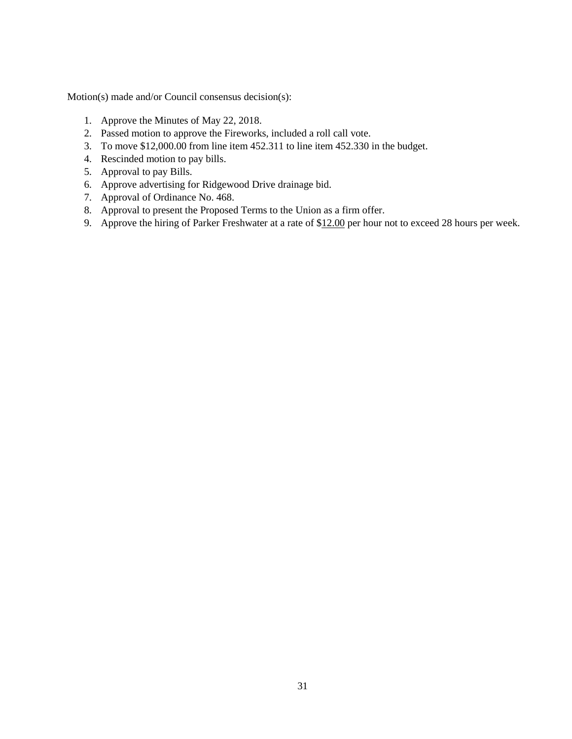Motion(s) made and/or Council consensus decision(s):

1. Approve the Minutes of May 22, 2018.
2. Passed motion to approve the Fireworks, included a roll call vote.
3. To move $12,000.00 from line item 452.311 to line item 452.330 in the budget.
4. Rescinded motion to pay bills.
5. Approval to pay Bills.
6. Approve advertising for Ridgewood Drive drainage bid.
7. Approval of Ordinance No. 468.
8. Approval to present the Proposed Terms to the Union as a firm offer.
9. Approve the hiring of Parker Freshwater at a rate of $12.00 per hour not to exceed 28 hours per week.